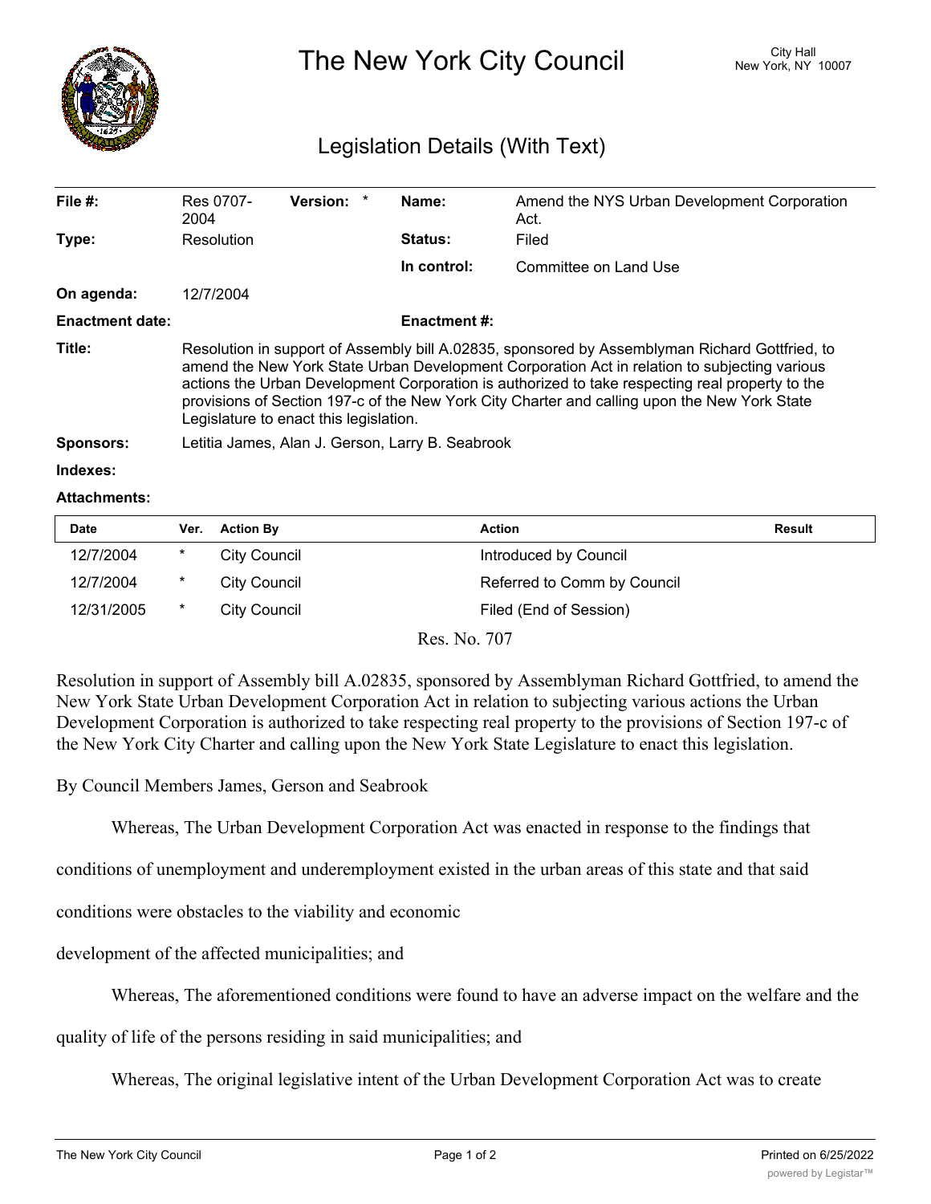# The New York City Council

City Hall
New York, NY 10007

## Legislation Details (With Text)

| | | | | | |
|---|---|---|---|---|---|
| **File #:** | Res 0707-2004 | **Version:** | * | **Name:** | Amend the NYS Urban Development Corporation Act. |
| **Type:** | Resolution | | | **Status:** | Filed |
| | | | | **In control:** | Committee on Land Use |
| **On agenda:** | 12/7/2004 | | | | |
| **Enactment date:** | | | | **Enactment #:** | |

**Title:** Resolution in support of Assembly bill A.02835, sponsored by Assemblyman Richard Gottfried, to amend the New York State Urban Development Corporation Act in relation to subjecting various actions the Urban Development Corporation is authorized to take respecting real property to the provisions of Section 197-c of the New York City Charter and calling upon the New York State Legislature to enact this legislation.

**Sponsors:** Letitia James, Alan J. Gerson, Larry B. Seabrook

**Indexes:**

**Attachments:**

| Date | Ver. | Action By | Action | Result |
|---|---|---|---|---|
| 12/7/2004 | * | City Council | Introduced by Council | |
| 12/7/2004 | * | City Council | Referred to Comm by Council | |
| 12/31/2005 | * | City Council | Filed (End of Session) | |

Res. No. 707

Resolution in support of Assembly bill A.02835, sponsored by Assemblyman Richard Gottfried, to amend the New York State Urban Development Corporation Act in relation to subjecting various actions the Urban Development Corporation is authorized to take respecting real property to the provisions of Section 197-c of the New York City Charter and calling upon the New York State Legislature to enact this legislation.

By Council Members James, Gerson and Seabrook

Whereas, The Urban Development Corporation Act was enacted in response to the findings that conditions of unemployment and underemployment existed in the urban areas of this state and that said conditions were obstacles to the viability and economic development of the affected municipalities; and

Whereas, The aforementioned conditions were found to have an adverse impact on the welfare and the quality of life of the persons residing in said municipalities; and

Whereas, The original legislative intent of the Urban Development Corporation Act was to create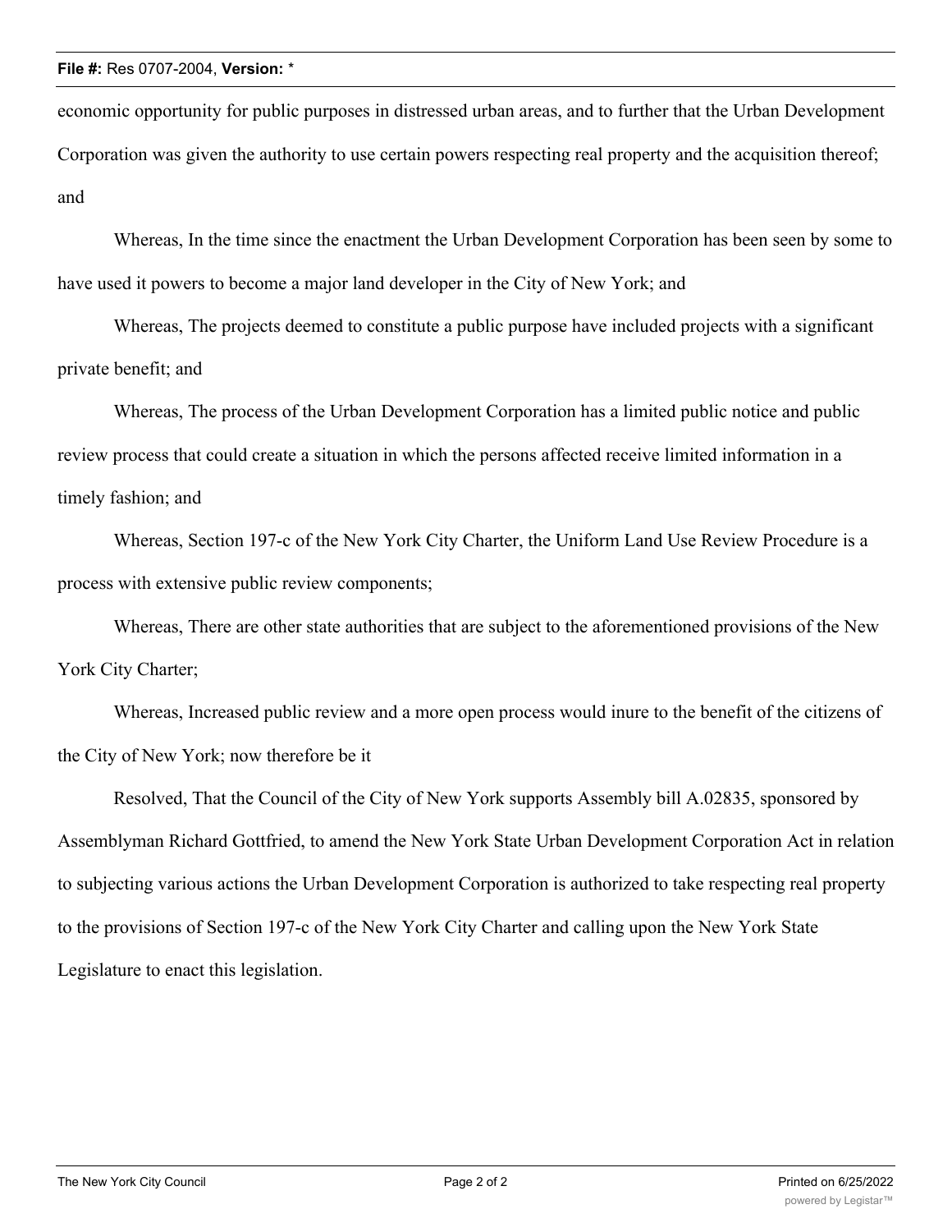economic opportunity for public purposes in distressed urban areas, and to further that the Urban Development Corporation was given the authority to use certain powers respecting real property and the acquisition thereof; and

Whereas, In the time since the enactment the Urban Development Corporation has been seen by some to have used it powers to become a major land developer in the City of New York; and

Whereas, The projects deemed to constitute a public purpose have included projects with a significant private benefit; and

Whereas, The process of the Urban Development Corporation has a limited public notice and public review process that could create a situation in which the persons affected receive limited information in a timely fashion; and

Whereas, Section 197-c of the New York City Charter, the Uniform Land Use Review Procedure is a process with extensive public review components;

Whereas, There are other state authorities that are subject to the aforementioned provisions of the New York City Charter;

Whereas, Increased public review and a more open process would inure to the benefit of the citizens of the City of New York; now therefore be it

Resolved, That the Council of the City of New York supports Assembly bill A.02835, sponsored by Assemblyman Richard Gottfried, to amend the New York State Urban Development Corporation Act in relation to subjecting various actions the Urban Development Corporation is authorized to take respecting real property to the provisions of Section 197-c of the New York City Charter and calling upon the New York State Legislature to enact this legislation.